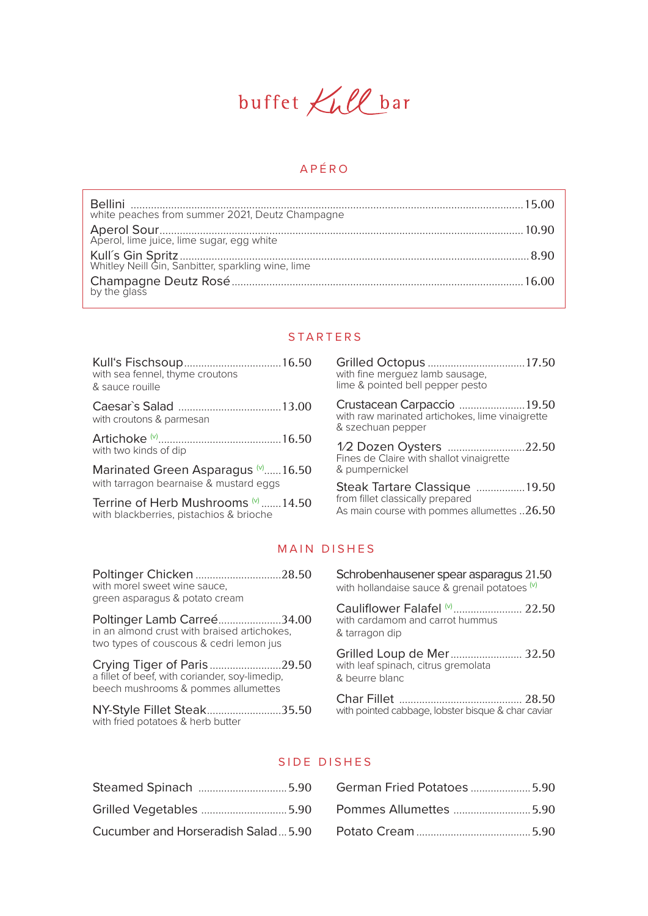# buffet Kull bar

## APÉRO

**Bellini** ..... 15.00
white peaches from summer 2021, Deutz Champagne

**Aperol Sour** ..... 10.90
Aperol, lime juice, lime sugar, egg white

**Kull´s Gin Spritz** ..... 8.90
Whitley Neill Gin, Sanbitter, sparkling wine, lime

**Champagne Deutz Rosé** ..... 16.00
by the glass

## STARTERS

**Kull's Fischsoup** ..... 16.50
with sea fennel, thyme croutons
& sauce rouille

**Caesar`s Salad** ..... 13.00
with croutons & parmesan

**Artichoke** (v) ..... 16.50
with two kinds of dip

**Marinated Green Asparagus** (v) ..... 16.50
with tarragon bearnaise & mustard eggs

**Terrine of Herb Mushrooms** (v) ..... 14.50
with blackberries, pistachios & brioche

**Grilled Octopus** ..... 17.50
with fine merguez lamb sausage,
lime & pointed bell pepper pesto

**Crustacean Carpaccio** ..... 19.50
with raw marinated artichokes, lime vinaigrette
& szechuan pepper

**1/2 Dozen Oysters** ..... 22.50
Fines de Claire with shallot vinaigrette
& pumpernickel

**Steak Tartare Classique** ..... 19.50
from fillet classically prepared
As main course with pommes allumettes ..26.50

## MAIN DISHES

**Poltinger Chicken** ..... 28.50
with morel sweet wine sauce,
green asparagus & potato cream

**Poltinger Lamb Carreé** ..... 34.00
in an almond crust with braised artichokes,
two types of couscous & cedri lemon jus

**Crying Tiger of Paris** ..... 29.50
a fillet of beef, with coriander, soy-limedip,
beech mushrooms & pommes allumettes

**NY-Style Fillet Steak** ..... 35.50
with fried potatoes & herb butter

**Schrobenhausener spear asparagus** 21.50
with hollandaise sauce & grenail potatoes (v)

**Cauliflower Falafel** (v) ..... 22.50
with cardamom and carrot hummus
& tarragon dip

**Grilled Loup de Mer** ..... 32.50
with leaf spinach, citrus gremolata
& beurre blanc

**Char Fillet** ..... 28.50
with pointed cabbage, lobster bisque & char caviar

## SIDE DISHES

Steamed Spinach ..... 5.90

Grilled Vegetables ..... 5.90

Cucumber and Horseradish Salad ..... 5.90

German Fried Potatoes ..... 5.90

Pommes Allumettes ..... 5.90

Potato Cream ..... 5.90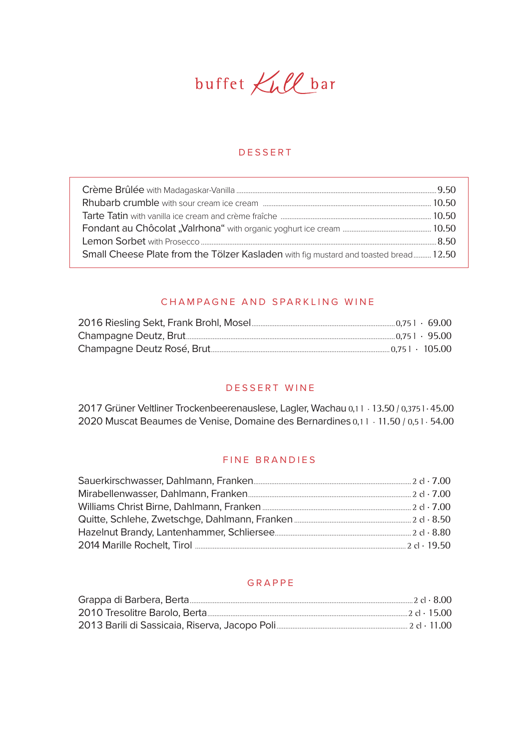# buffet Kull bar

## DESSERT

| | |
|---|---|
| Crème Brûlée with Madagaskar-Vanilla | 9.50 |
| Rhubarb crumble with sour cream ice cream | 10.50 |
| Tarte Tatin with vanilla ice cream and crème fraîche | 10.50 |
| Fondant au Chôcolat „Valrhona" with organic yoghurt ice cream | 10.50 |
| Lemon Sorbet with Prosecco | 8.50 |
| Small Cheese Plate from the Tölzer Kasladen with fig mustard and toasted bread | 12.50 |

## CHAMPAGNE AND SPARKLING WINE

| | |
|---|---|
| 2016 Riesling Sekt, Frank Brohl, Mosel | 0,75 l · 69.00 |
| Champagne Deutz, Brut | 0,75 l · 95.00 |
| Champagne Deutz Rosé, Brut | 0,75 l · 105.00 |

## DESSERT WINE

2017 Grüner Veltliner Trockenbeerenauslese, Lagler, Wachau 0,1 l · 13.50 / 0,375 l · 45.00
2020 Muscat Beaumes de Venise, Domaine des Bernardines 0,1 l · 11.50 / 0,5 l · 54.00

## FINE BRANDIES

| | |
|---|---|
| Sauerkirschwasser, Dahlmann, Franken | 2 cl · 7.00 |
| Mirabellenwasser, Dahlmann, Franken | 2 cl · 7.00 |
| Williams Christ Birne, Dahlmann, Franken | 2 cl · 7.00 |
| Quitte, Schlehe, Zwetschge, Dahlmann, Franken | 2 cl · 8.50 |
| Hazelnut Brandy, Lantenhammer, Schliersee | 2 cl · 8.80 |
| 2014 Marille Rochelt, Tirol | 2 cl · 19.50 |

## GRAPPE

| | |
|---|---|
| Grappa di Barbera, Berta | 2 cl · 8.00 |
| 2010 Tresolitre Barolo, Berta | 2 cl · 15.00 |
| 2013 Barili di Sassicaia, Riserva, Jacopo Poli | 2 cl · 11.00 |